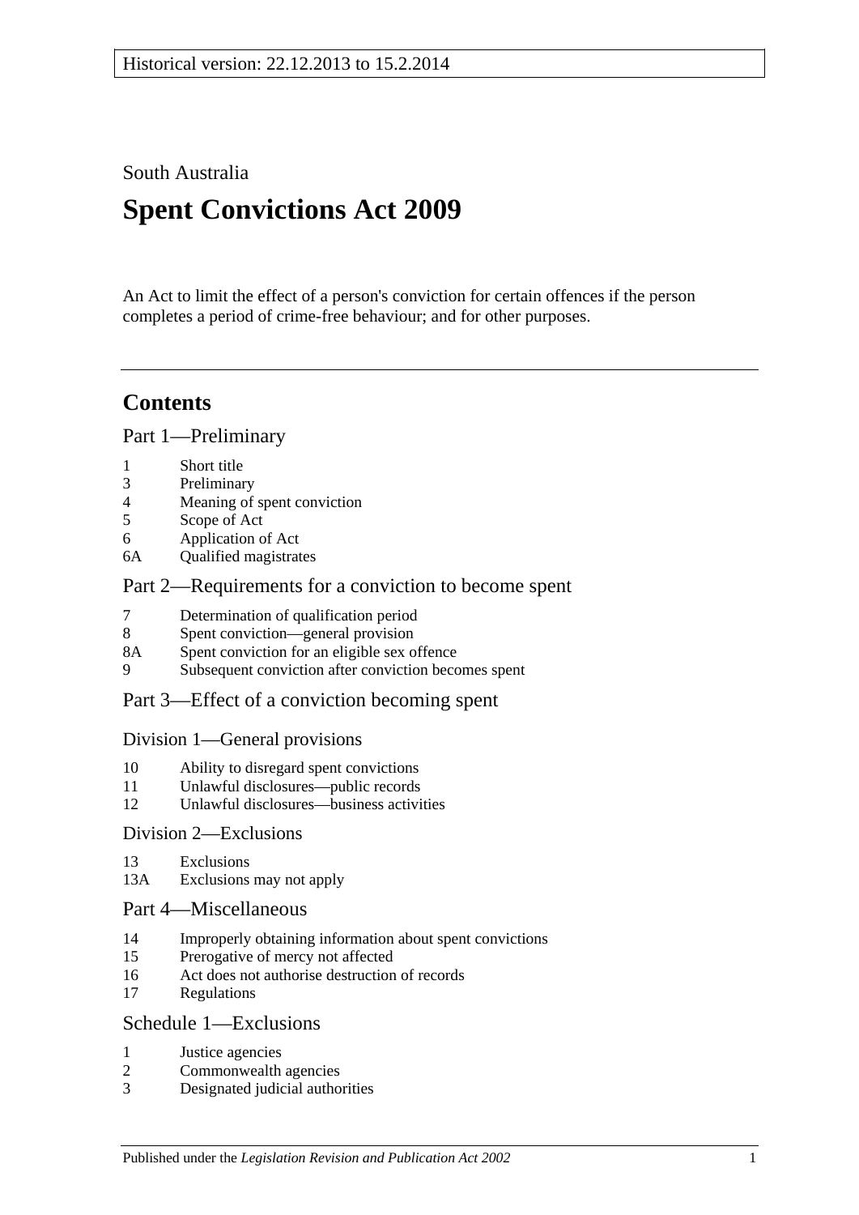Historical version: 22.12.2013 to 15.2.2014

South Australia

# Spent Convictions Act 2009

An Act to limit the effect of a person's conviction for certain offences if the person completes a period of crime-free behaviour; and for other purposes.

## Contents

### Part 1—Preliminary

1 Short title
3 Preliminary
4 Meaning of spent conviction
5 Scope of Act
6 Application of Act
6A Qualified magistrates

### Part 2—Requirements for a conviction to become spent

7 Determination of qualification period
8 Spent conviction—general provision
8A Spent conviction for an eligible sex offence
9 Subsequent conviction after conviction becomes spent

### Part 3—Effect of a conviction becoming spent

#### Division 1—General provisions

10 Ability to disregard spent convictions
11 Unlawful disclosures—public records
12 Unlawful disclosures—business activities

#### Division 2—Exclusions

13 Exclusions
13A Exclusions may not apply

### Part 4—Miscellaneous

14 Improperly obtaining information about spent convictions
15 Prerogative of mercy not affected
16 Act does not authorise destruction of records
17 Regulations

### Schedule 1—Exclusions

1 Justice agencies
2 Commonwealth agencies
3 Designated judicial authorities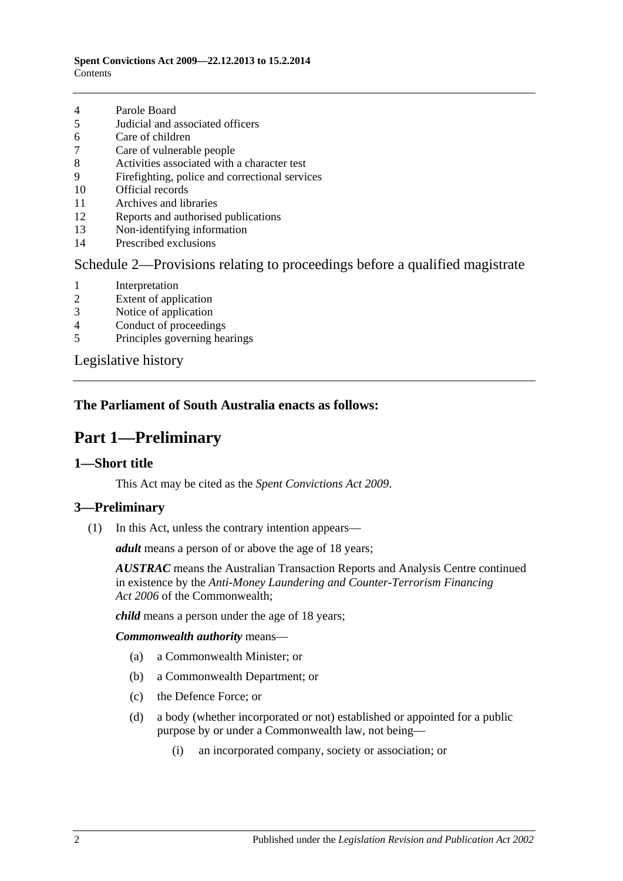4 Parole Board
5 Judicial and associated officers
6 Care of children
7 Care of vulnerable people
8 Activities associated with a character test
9 Firefighting, police and correctional services
10 Official records
11 Archives and libraries
12 Reports and authorised publications
13 Non-identifying information
14 Prescribed exclusions

Schedule 2—Provisions relating to proceedings before a qualified magistrate

1 Interpretation
2 Extent of application
3 Notice of application
4 Conduct of proceedings
5 Principles governing hearings

Legislative history

**The Parliament of South Australia enacts as follows:**

# Part 1—Preliminary

## 1—Short title

This Act may be cited as the *Spent Convictions Act 2009*.

## 3—Preliminary

(1) In this Act, unless the contrary intention appears—

***adult*** means a person of or above the age of 18 years;

***AUSTRAC*** means the Australian Transaction Reports and Analysis Centre continued in existence by the *Anti-Money Laundering and Counter-Terrorism Financing Act 2006* of the Commonwealth;

***child*** means a person under the age of 18 years;

***Commonwealth authority*** means—

(a) a Commonwealth Minister; or

(b) a Commonwealth Department; or

(c) the Defence Force; or

(d) a body (whether incorporated or not) established or appointed for a public purpose by or under a Commonwealth law, not being—

(i) an incorporated company, society or association; or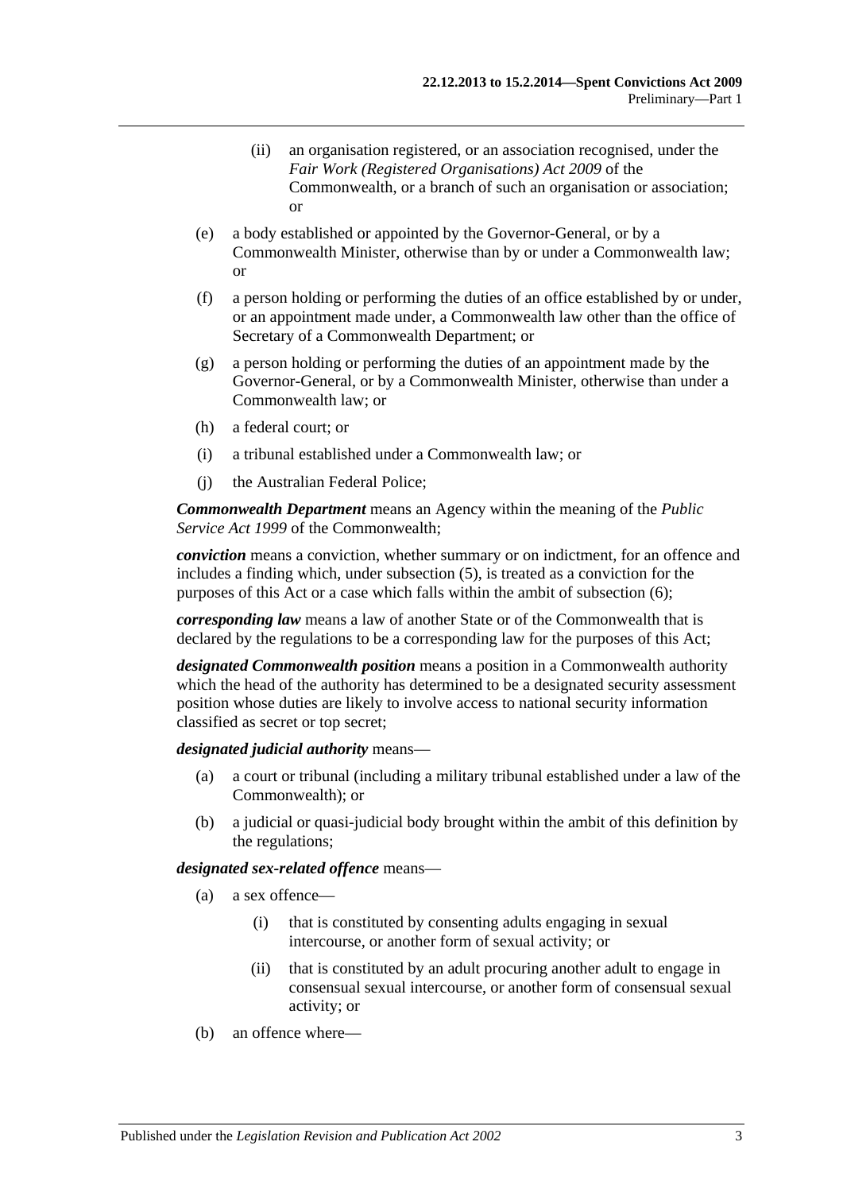(ii) an organisation registered, or an association recognised, under the *Fair Work (Registered Organisations) Act 2009* of the Commonwealth, or a branch of such an organisation or association; or

(e) a body established or appointed by the Governor-General, or by a Commonwealth Minister, otherwise than by or under a Commonwealth law; or

(f) a person holding or performing the duties of an office established by or under, or an appointment made under, a Commonwealth law other than the office of Secretary of a Commonwealth Department; or

(g) a person holding or performing the duties of an appointment made by the Governor-General, or by a Commonwealth Minister, otherwise than under a Commonwealth law; or

(h) a federal court; or

(i) a tribunal established under a Commonwealth law; or

(j) the Australian Federal Police;

***Commonwealth Department*** means an Agency within the meaning of the *Public Service Act 1999* of the Commonwealth;

***conviction*** means a conviction, whether summary or on indictment, for an offence and includes a finding which, under subsection (5), is treated as a conviction for the purposes of this Act or a case which falls within the ambit of subsection (6);

***corresponding law*** means a law of another State or of the Commonwealth that is declared by the regulations to be a corresponding law for the purposes of this Act;

***designated Commonwealth position*** means a position in a Commonwealth authority which the head of the authority has determined to be a designated security assessment position whose duties are likely to involve access to national security information classified as secret or top secret;

***designated judicial authority*** means—

(a) a court or tribunal (including a military tribunal established under a law of the Commonwealth); or

(b) a judicial or quasi-judicial body brought within the ambit of this definition by the regulations;

***designated sex-related offence*** means—

(a) a sex offence—

(i) that is constituted by consenting adults engaging in sexual intercourse, or another form of sexual activity; or

(ii) that is constituted by an adult procuring another adult to engage in consensual sexual intercourse, or another form of consensual sexual activity; or

(b) an offence where—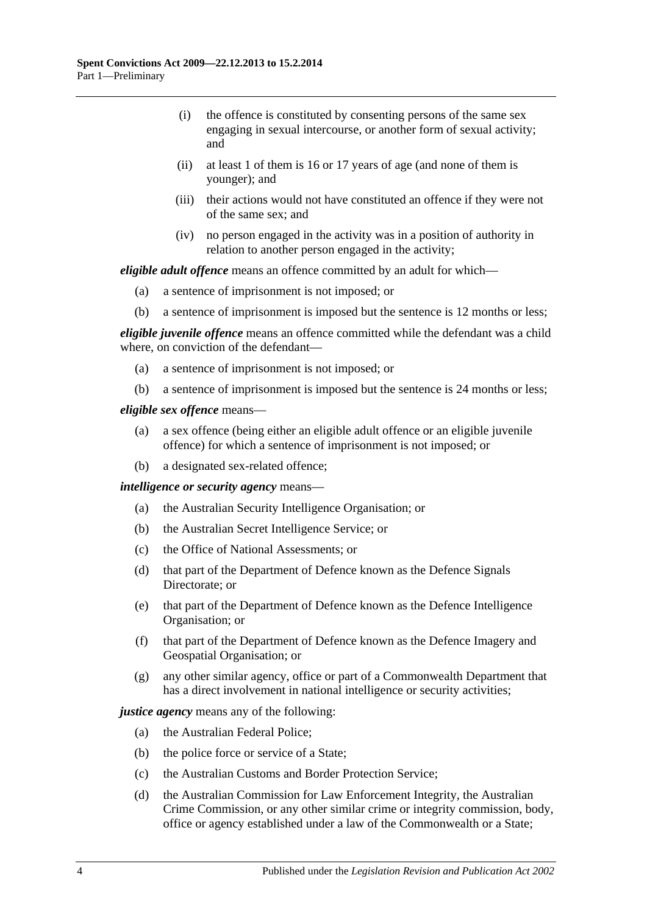(i) the offence is constituted by consenting persons of the same sex engaging in sexual intercourse, or another form of sexual activity; and

(ii) at least 1 of them is 16 or 17 years of age (and none of them is younger); and

(iii) their actions would not have constituted an offence if they were not of the same sex; and

(iv) no person engaged in the activity was in a position of authority in relation to another person engaged in the activity;

***eligible adult offence*** means an offence committed by an adult for which—

(a) a sentence of imprisonment is not imposed; or

(b) a sentence of imprisonment is imposed but the sentence is 12 months or less;

***eligible juvenile offence*** means an offence committed while the defendant was a child where, on conviction of the defendant—

(a) a sentence of imprisonment is not imposed; or

(b) a sentence of imprisonment is imposed but the sentence is 24 months or less;

***eligible sex offence*** means—

(a) a sex offence (being either an eligible adult offence or an eligible juvenile offence) for which a sentence of imprisonment is not imposed; or

(b) a designated sex-related offence;

***intelligence or security agency*** means—

(a) the Australian Security Intelligence Organisation; or

(b) the Australian Secret Intelligence Service; or

(c) the Office of National Assessments; or

(d) that part of the Department of Defence known as the Defence Signals Directorate; or

(e) that part of the Department of Defence known as the Defence Intelligence Organisation; or

(f) that part of the Department of Defence known as the Defence Imagery and Geospatial Organisation; or

(g) any other similar agency, office or part of a Commonwealth Department that has a direct involvement in national intelligence or security activities;

***justice agency*** means any of the following:

(a) the Australian Federal Police;

(b) the police force or service of a State;

(c) the Australian Customs and Border Protection Service;

(d) the Australian Commission for Law Enforcement Integrity, the Australian Crime Commission, or any other similar crime or integrity commission, body, office or agency established under a law of the Commonwealth or a State;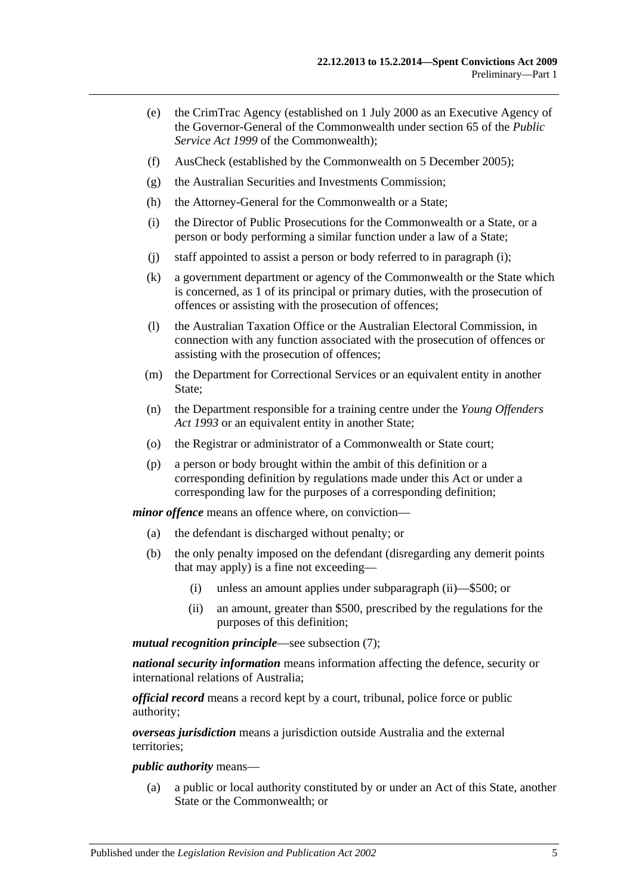(e) the CrimTrac Agency (established on 1 July 2000 as an Executive Agency of the Governor-General of the Commonwealth under section 65 of the *Public Service Act 1999* of the Commonwealth);

(f) AusCheck (established by the Commonwealth on 5 December 2005);

(g) the Australian Securities and Investments Commission;

(h) the Attorney-General for the Commonwealth or a State;

(i) the Director of Public Prosecutions for the Commonwealth or a State, or a person or body performing a similar function under a law of a State;

(j) staff appointed to assist a person or body referred to in paragraph (i);

(k) a government department or agency of the Commonwealth or the State which is concerned, as 1 of its principal or primary duties, with the prosecution of offences or assisting with the prosecution of offences;

(l) the Australian Taxation Office or the Australian Electoral Commission, in connection with any function associated with the prosecution of offences or assisting with the prosecution of offences;

(m) the Department for Correctional Services or an equivalent entity in another State;

(n) the Department responsible for a training centre under the *Young Offenders Act 1993* or an equivalent entity in another State;

(o) the Registrar or administrator of a Commonwealth or State court;

(p) a person or body brought within the ambit of this definition or a corresponding definition by regulations made under this Act or under a corresponding law for the purposes of a corresponding definition;

***minor offence*** means an offence where, on conviction—

(a) the defendant is discharged without penalty; or

(b) the only penalty imposed on the defendant (disregarding any demerit points that may apply) is a fine not exceeding—

(i) unless an amount applies under subparagraph (ii)—$500; or

(ii) an amount, greater than $500, prescribed by the regulations for the purposes of this definition;

***mutual recognition principle***—see subsection (7);

***national security information*** means information affecting the defence, security or international relations of Australia;

***official record*** means a record kept by a court, tribunal, police force or public authority;

***overseas jurisdiction*** means a jurisdiction outside Australia and the external territories;

***public authority*** means—

(a) a public or local authority constituted by or under an Act of this State, another State or the Commonwealth; or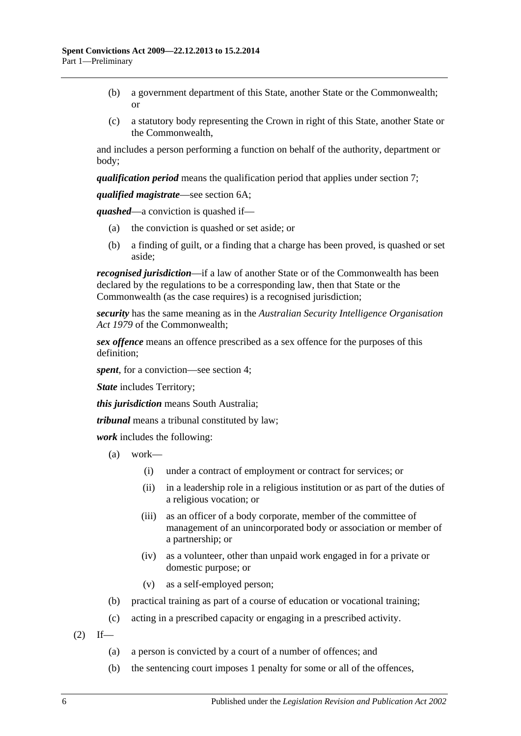(b) a government department of this State, another State or the Commonwealth; or

(c) a statutory body representing the Crown in right of this State, another State or the Commonwealth,

and includes a person performing a function on behalf of the authority, department or body;

***qualification period*** means the qualification period that applies under section 7;

***qualified magistrate***—see section 6A;

***quashed***—a conviction is quashed if—

(a) the conviction is quashed or set aside; or

(b) a finding of guilt, or a finding that a charge has been proved, is quashed or set aside;

***recognised jurisdiction***—if a law of another State or of the Commonwealth has been declared by the regulations to be a corresponding law, then that State or the Commonwealth (as the case requires) is a recognised jurisdiction;

***security*** has the same meaning as in the *Australian Security Intelligence Organisation Act 1979* of the Commonwealth;

***sex offence*** means an offence prescribed as a sex offence for the purposes of this definition;

***spent***, for a conviction—see section 4;

***State*** includes Territory;

***this jurisdiction*** means South Australia;

***tribunal*** means a tribunal constituted by law;

***work*** includes the following:

(a) work—

(i) under a contract of employment or contract for services; or

(ii) in a leadership role in a religious institution or as part of the duties of a religious vocation; or

(iii) as an officer of a body corporate, member of the committee of management of an unincorporated body or association or member of a partnership; or

(iv) as a volunteer, other than unpaid work engaged in for a private or domestic purpose; or

(v) as a self-employed person;

(b) practical training as part of a course of education or vocational training;

(c) acting in a prescribed capacity or engaging in a prescribed activity.

(2) If—

(a) a person is convicted by a court of a number of offences; and

(b) the sentencing court imposes 1 penalty for some or all of the offences,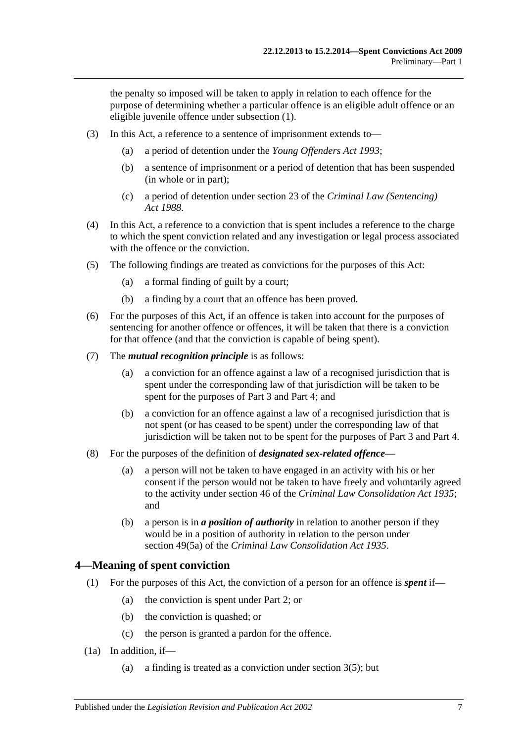the penalty so imposed will be taken to apply in relation to each offence for the purpose of determining whether a particular offence is an eligible adult offence or an eligible juvenile offence under subsection (1).

(3) In this Act, a reference to a sentence of imprisonment extends to—

(a) a period of detention under the *Young Offenders Act 1993*;

(b) a sentence of imprisonment or a period of detention that has been suspended (in whole or in part);

(c) a period of detention under section 23 of the *Criminal Law (Sentencing) Act 1988*.

(4) In this Act, a reference to a conviction that is spent includes a reference to the charge to which the spent conviction related and any investigation or legal process associated with the offence or the conviction.

(5) The following findings are treated as convictions for the purposes of this Act:

(a) a formal finding of guilt by a court;

(b) a finding by a court that an offence has been proved.

(6) For the purposes of this Act, if an offence is taken into account for the purposes of sentencing for another offence or offences, it will be taken that there is a conviction for that offence (and that the conviction is capable of being spent).

(7) The ***mutual recognition principle*** is as follows:

(a) a conviction for an offence against a law of a recognised jurisdiction that is spent under the corresponding law of that jurisdiction will be taken to be spent for the purposes of Part 3 and Part 4; and

(b) a conviction for an offence against a law of a recognised jurisdiction that is not spent (or has ceased to be spent) under the corresponding law of that jurisdiction will be taken not to be spent for the purposes of Part 3 and Part 4.

(8) For the purposes of the definition of ***designated sex-related offence***—

(a) a person will not be taken to have engaged in an activity with his or her consent if the person would not be taken to have freely and voluntarily agreed to the activity under section 46 of the *Criminal Law Consolidation Act 1935*; and

(b) a person is in ***a position of authority*** in relation to another person if they would be in a position of authority in relation to the person under section 49(5a) of the *Criminal Law Consolidation Act 1935*.

## 4—Meaning of spent conviction

(1) For the purposes of this Act, the conviction of a person for an offence is ***spent*** if—

(a) the conviction is spent under Part 2; or

(b) the conviction is quashed; or

(c) the person is granted a pardon for the offence.

(1a) In addition, if—

(a) a finding is treated as a conviction under section 3(5); but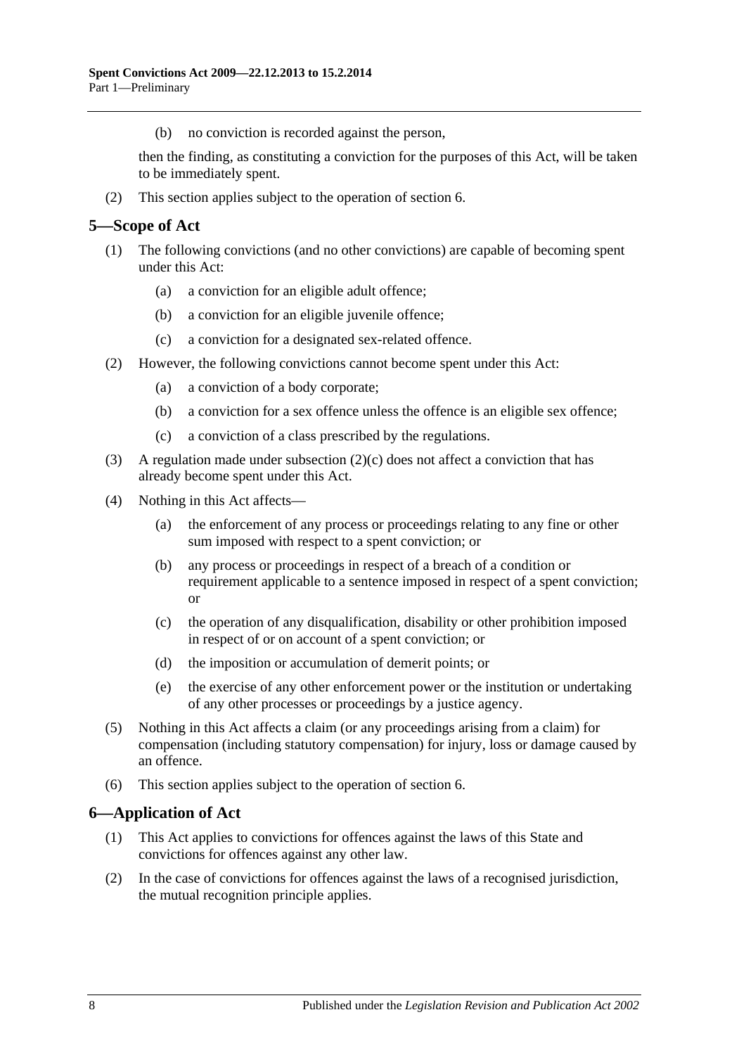(b) no conviction is recorded against the person,

then the finding, as constituting a conviction for the purposes of this Act, will be taken to be immediately spent.

(2) This section applies subject to the operation of section 6.

## 5—Scope of Act

(1) The following convictions (and no other convictions) are capable of becoming spent under this Act:

(a) a conviction for an eligible adult offence;

(b) a conviction for an eligible juvenile offence;

(c) a conviction for a designated sex-related offence.

(2) However, the following convictions cannot become spent under this Act:

(a) a conviction of a body corporate;

(b) a conviction for a sex offence unless the offence is an eligible sex offence;

(c) a conviction of a class prescribed by the regulations.

(3) A regulation made under subsection (2)(c) does not affect a conviction that has already become spent under this Act.

(4) Nothing in this Act affects—

(a) the enforcement of any process or proceedings relating to any fine or other sum imposed with respect to a spent conviction; or

(b) any process or proceedings in respect of a breach of a condition or requirement applicable to a sentence imposed in respect of a spent conviction; or

(c) the operation of any disqualification, disability or other prohibition imposed in respect of or on account of a spent conviction; or

(d) the imposition or accumulation of demerit points; or

(e) the exercise of any other enforcement power or the institution or undertaking of any other processes or proceedings by a justice agency.

(5) Nothing in this Act affects a claim (or any proceedings arising from a claim) for compensation (including statutory compensation) for injury, loss or damage caused by an offence.

(6) This section applies subject to the operation of section 6.

## 6—Application of Act

(1) This Act applies to convictions for offences against the laws of this State and convictions for offences against any other law.

(2) In the case of convictions for offences against the laws of a recognised jurisdiction, the mutual recognition principle applies.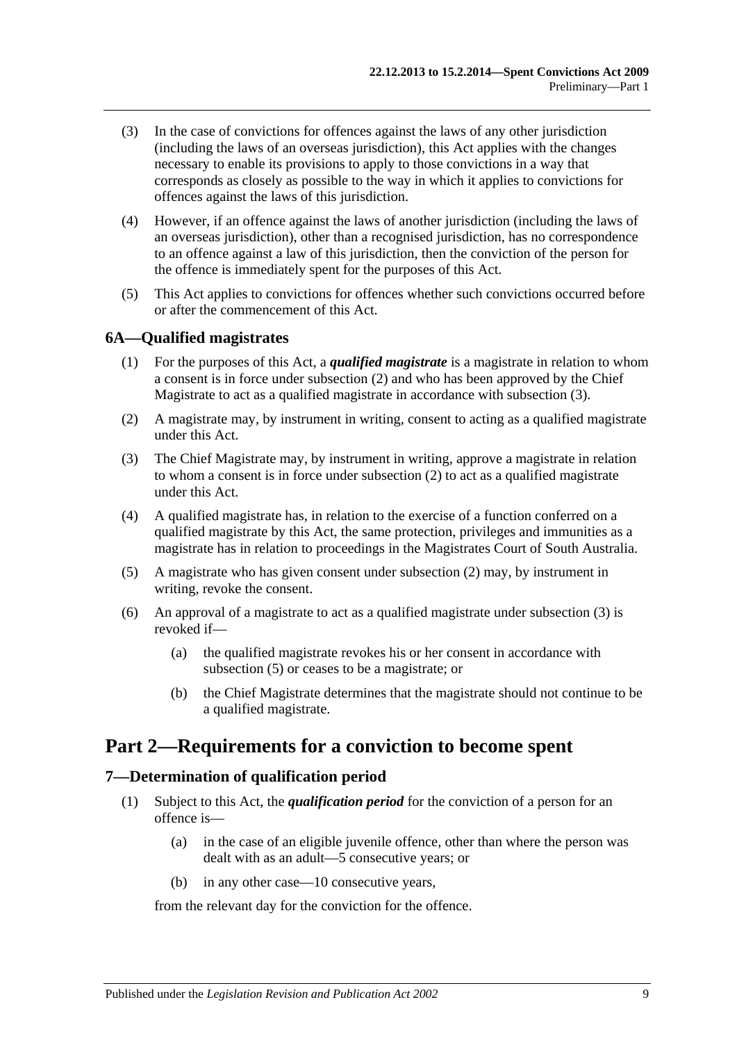(3) In the case of convictions for offences against the laws of any other jurisdiction (including the laws of an overseas jurisdiction), this Act applies with the changes necessary to enable its provisions to apply to those convictions in a way that corresponds as closely as possible to the way in which it applies to convictions for offences against the laws of this jurisdiction.

(4) However, if an offence against the laws of another jurisdiction (including the laws of an overseas jurisdiction), other than a recognised jurisdiction, has no correspondence to an offence against a law of this jurisdiction, then the conviction of the person for the offence is immediately spent for the purposes of this Act.

(5) This Act applies to convictions for offences whether such convictions occurred before or after the commencement of this Act.

### 6A—Qualified magistrates

(1) For the purposes of this Act, a ***qualified magistrate*** is a magistrate in relation to whom a consent is in force under subsection (2) and who has been approved by the Chief Magistrate to act as a qualified magistrate in accordance with subsection (3).

(2) A magistrate may, by instrument in writing, consent to acting as a qualified magistrate under this Act.

(3) The Chief Magistrate may, by instrument in writing, approve a magistrate in relation to whom a consent is in force under subsection (2) to act as a qualified magistrate under this Act.

(4) A qualified magistrate has, in relation to the exercise of a function conferred on a qualified magistrate by this Act, the same protection, privileges and immunities as a magistrate has in relation to proceedings in the Magistrates Court of South Australia.

(5) A magistrate who has given consent under subsection (2) may, by instrument in writing, revoke the consent.

(6) An approval of a magistrate to act as a qualified magistrate under subsection (3) is revoked if—

- (a) the qualified magistrate revokes his or her consent in accordance with subsection (5) or ceases to be a magistrate; or
- (b) the Chief Magistrate determines that the magistrate should not continue to be a qualified magistrate.

## Part 2—Requirements for a conviction to become spent

### 7—Determination of qualification period

(1) Subject to this Act, the ***qualification period*** for the conviction of a person for an offence is—

- (a) in the case of an eligible juvenile offence, other than where the person was dealt with as an adult—5 consecutive years; or
- (b) in any other case—10 consecutive years,

from the relevant day for the conviction for the offence.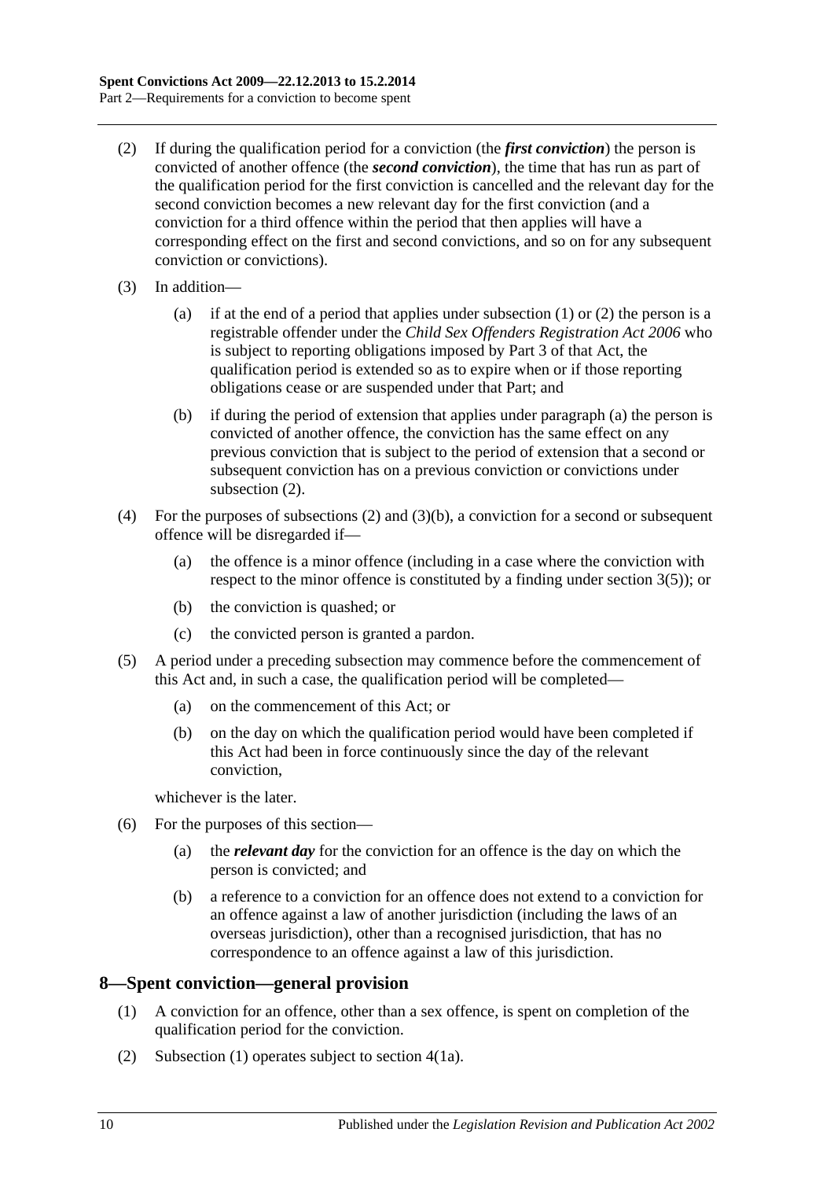(2) If during the qualification period for a conviction (the ***first conviction***) the person is convicted of another offence (the ***second conviction***), the time that has run as part of the qualification period for the first conviction is cancelled and the relevant day for the second conviction becomes a new relevant day for the first conviction (and a conviction for a third offence within the period that then applies will have a corresponding effect on the first and second convictions, and so on for any subsequent conviction or convictions).

(3) In addition—

   (a) if at the end of a period that applies under subsection (1) or (2) the person is a registrable offender under the *Child Sex Offenders Registration Act 2006* who is subject to reporting obligations imposed by Part 3 of that Act, the qualification period is extended so as to expire when or if those reporting obligations cease or are suspended under that Part; and

   (b) if during the period of extension that applies under paragraph (a) the person is convicted of another offence, the conviction has the same effect on any previous conviction that is subject to the period of extension that a second or subsequent conviction has on a previous conviction or convictions under subsection (2).

(4) For the purposes of subsections (2) and (3)(b), a conviction for a second or subsequent offence will be disregarded if—

   (a) the offence is a minor offence (including in a case where the conviction with respect to the minor offence is constituted by a finding under section 3(5)); or

   (b) the conviction is quashed; or

   (c) the convicted person is granted a pardon.

(5) A period under a preceding subsection may commence before the commencement of this Act and, in such a case, the qualification period will be completed—

   (a) on the commencement of this Act; or

   (b) on the day on which the qualification period would have been completed if this Act had been in force continuously since the day of the relevant conviction,

whichever is the later.

(6) For the purposes of this section—

   (a) the ***relevant day*** for the conviction for an offence is the day on which the person is convicted; and

   (b) a reference to a conviction for an offence does not extend to a conviction for an offence against a law of another jurisdiction (including the laws of an overseas jurisdiction), other than a recognised jurisdiction, that has no correspondence to an offence against a law of this jurisdiction.

## 8—Spent conviction—general provision

(1) A conviction for an offence, other than a sex offence, is spent on completion of the qualification period for the conviction.

(2) Subsection (1) operates subject to section 4(1a).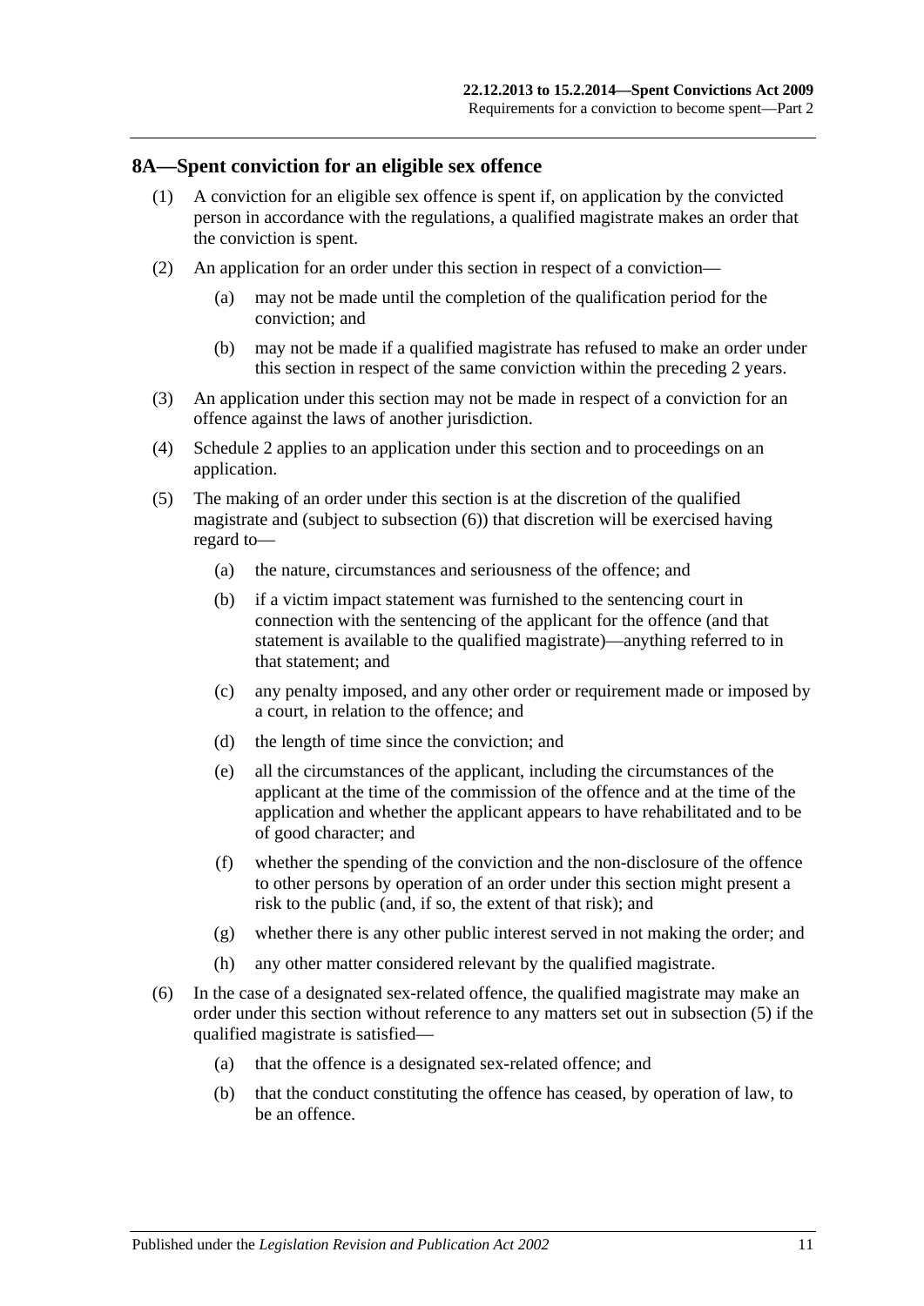## 8A—Spent conviction for an eligible sex offence

(1) A conviction for an eligible sex offence is spent if, on application by the convicted person in accordance with the regulations, a qualified magistrate makes an order that the conviction is spent.

(2) An application for an order under this section in respect of a conviction—

(a) may not be made until the completion of the qualification period for the conviction; and

(b) may not be made if a qualified magistrate has refused to make an order under this section in respect of the same conviction within the preceding 2 years.

(3) An application under this section may not be made in respect of a conviction for an offence against the laws of another jurisdiction.

(4) Schedule 2 applies to an application under this section and to proceedings on an application.

(5) The making of an order under this section is at the discretion of the qualified magistrate and (subject to subsection (6)) that discretion will be exercised having regard to—

(a) the nature, circumstances and seriousness of the offence; and

(b) if a victim impact statement was furnished to the sentencing court in connection with the sentencing of the applicant for the offence (and that statement is available to the qualified magistrate)—anything referred to in that statement; and

(c) any penalty imposed, and any other order or requirement made or imposed by a court, in relation to the offence; and

(d) the length of time since the conviction; and

(e) all the circumstances of the applicant, including the circumstances of the applicant at the time of the commission of the offence and at the time of the application and whether the applicant appears to have rehabilitated and to be of good character; and

(f) whether the spending of the conviction and the non-disclosure of the offence to other persons by operation of an order under this section might present a risk to the public (and, if so, the extent of that risk); and

(g) whether there is any other public interest served in not making the order; and

(h) any other matter considered relevant by the qualified magistrate.

(6) In the case of a designated sex-related offence, the qualified magistrate may make an order under this section without reference to any matters set out in subsection (5) if the qualified magistrate is satisfied—

(a) that the offence is a designated sex-related offence; and

(b) that the conduct constituting the offence has ceased, by operation of law, to be an offence.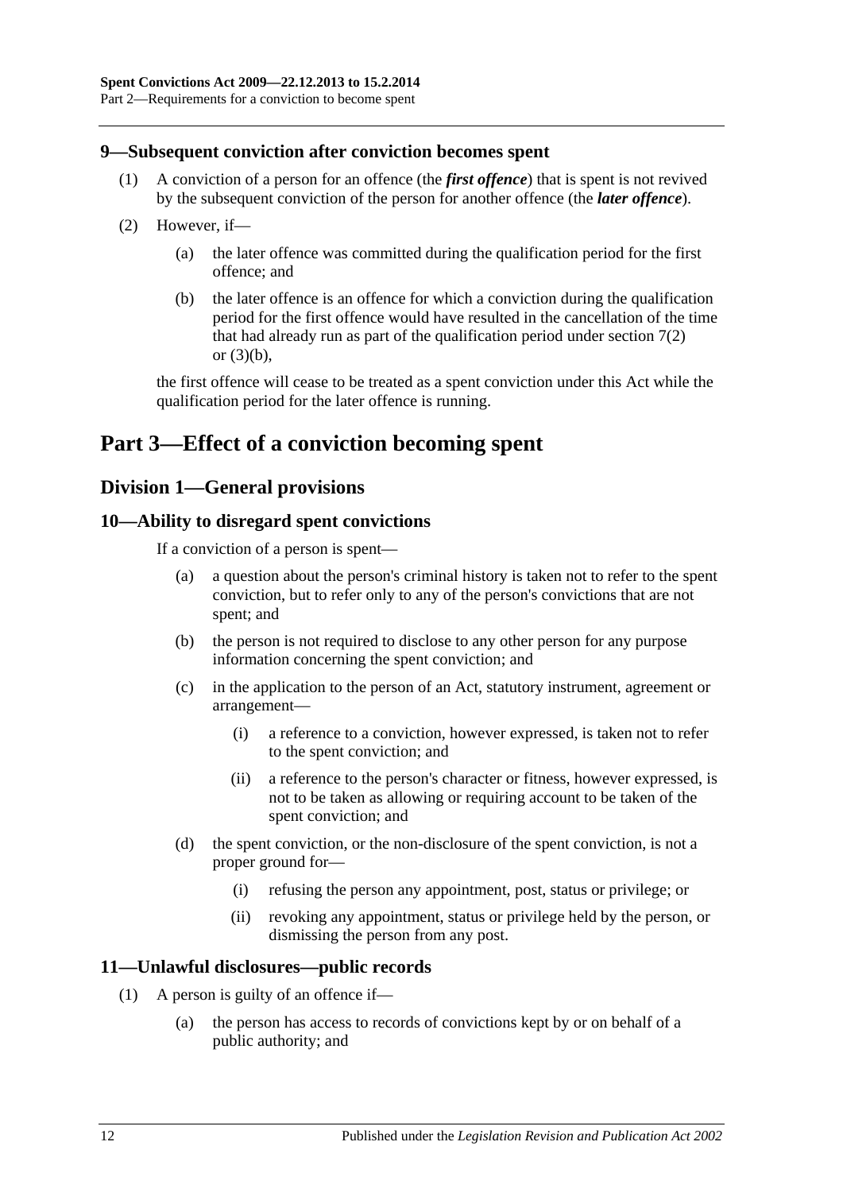### 9—Subsequent conviction after conviction becomes spent

(1) A conviction of a person for an offence (the ***first offence***) that is spent is not revived by the subsequent conviction of the person for another offence (the ***later offence***).

(2) However, if—

(a) the later offence was committed during the qualification period for the first offence; and

(b) the later offence is an offence for which a conviction during the qualification period for the first offence would have resulted in the cancellation of the time that had already run as part of the qualification period under section 7(2) or (3)(b),

the first offence will cease to be treated as a spent conviction under this Act while the qualification period for the later offence is running.

# Part 3—Effect of a conviction becoming spent

## Division 1—General provisions

### 10—Ability to disregard spent convictions

If a conviction of a person is spent—

(a) a question about the person's criminal history is taken not to refer to the spent conviction, but to refer only to any of the person's convictions that are not spent; and

(b) the person is not required to disclose to any other person for any purpose information concerning the spent conviction; and

(c) in the application to the person of an Act, statutory instrument, agreement or arrangement—

(i) a reference to a conviction, however expressed, is taken not to refer to the spent conviction; and

(ii) a reference to the person's character or fitness, however expressed, is not to be taken as allowing or requiring account to be taken of the spent conviction; and

(d) the spent conviction, or the non-disclosure of the spent conviction, is not a proper ground for—

(i) refusing the person any appointment, post, status or privilege; or

(ii) revoking any appointment, status or privilege held by the person, or dismissing the person from any post.

### 11—Unlawful disclosures—public records

(1) A person is guilty of an offence if—

(a) the person has access to records of convictions kept by or on behalf of a public authority; and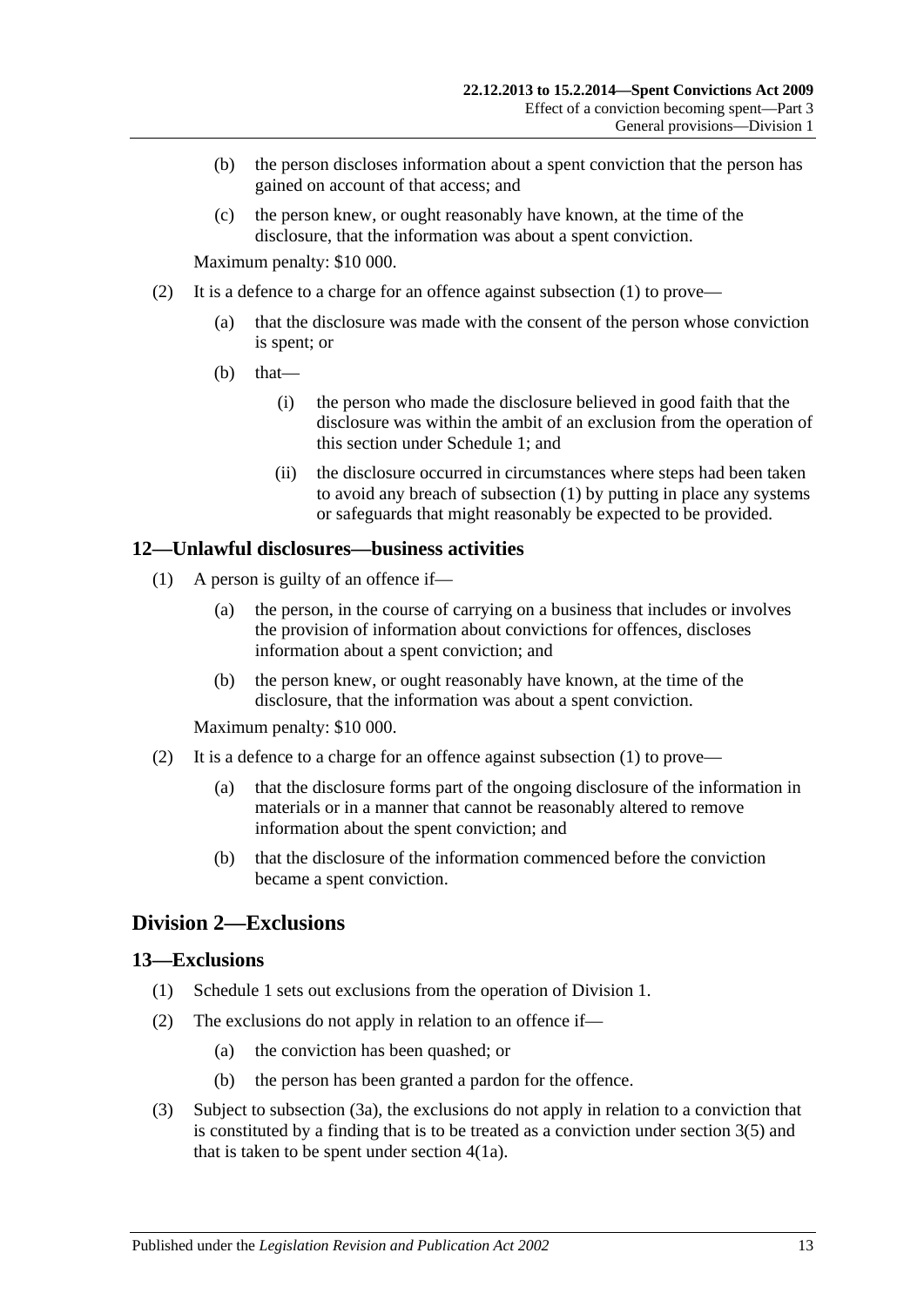(b) the person discloses information about a spent conviction that the person has gained on account of that access; and

(c) the person knew, or ought reasonably have known, at the time of the disclosure, that the information was about a spent conviction.

Maximum penalty: $10 000.

(2) It is a defence to a charge for an offence against subsection (1) to prove—

(a) that the disclosure was made with the consent of the person whose conviction is spent; or

(b) that—

(i) the person who made the disclosure believed in good faith that the disclosure was within the ambit of an exclusion from the operation of this section under Schedule 1; and

(ii) the disclosure occurred in circumstances where steps had been taken to avoid any breach of subsection (1) by putting in place any systems or safeguards that might reasonably be expected to be provided.

### 12—Unlawful disclosures—business activities

(1) A person is guilty of an offence if—

(a) the person, in the course of carrying on a business that includes or involves the provision of information about convictions for offences, discloses information about a spent conviction; and

(b) the person knew, or ought reasonably have known, at the time of the disclosure, that the information was about a spent conviction.

Maximum penalty: $10 000.

(2) It is a defence to a charge for an offence against subsection (1) to prove—

(a) that the disclosure forms part of the ongoing disclosure of the information in materials or in a manner that cannot be reasonably altered to remove information about the spent conviction; and

(b) that the disclosure of the information commenced before the conviction became a spent conviction.

## Division 2—Exclusions

### 13—Exclusions

(1) Schedule 1 sets out exclusions from the operation of Division 1.

(2) The exclusions do not apply in relation to an offence if—

(a) the conviction has been quashed; or

(b) the person has been granted a pardon for the offence.

(3) Subject to subsection (3a), the exclusions do not apply in relation to a conviction that is constituted by a finding that is to be treated as a conviction under section 3(5) and that is taken to be spent under section 4(1a).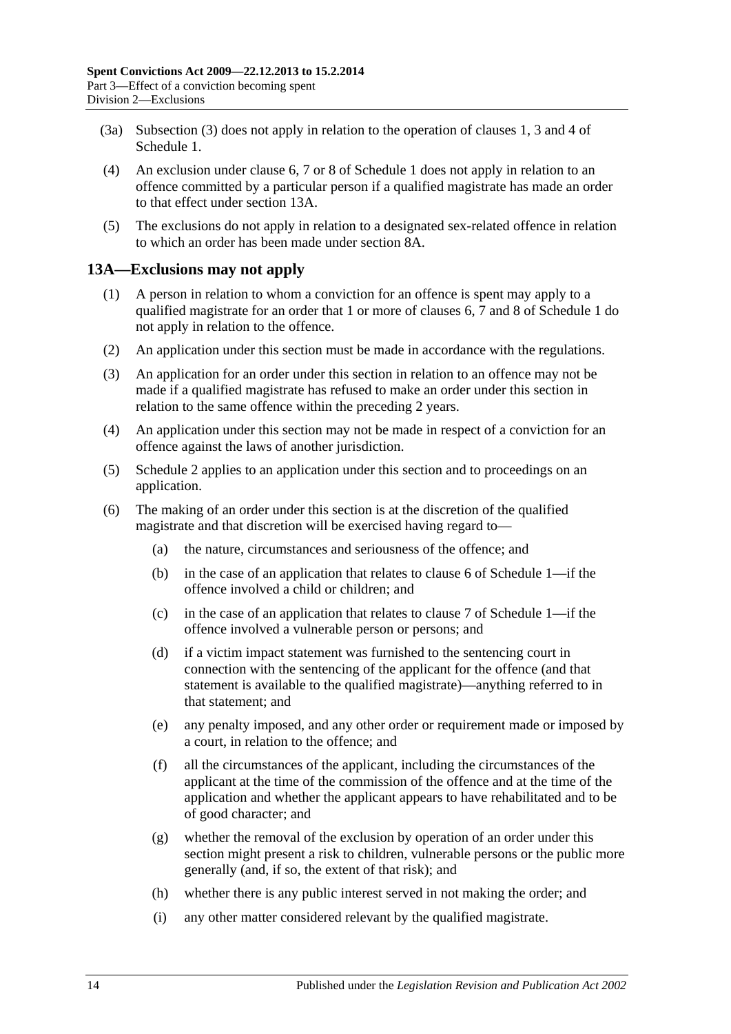(3a) Subsection (3) does not apply in relation to the operation of clauses 1, 3 and 4 of Schedule 1.

(4) An exclusion under clause 6, 7 or 8 of Schedule 1 does not apply in relation to an offence committed by a particular person if a qualified magistrate has made an order to that effect under section 13A.

(5) The exclusions do not apply in relation to a designated sex-related offence in relation to which an order has been made under section 8A.

## 13A—Exclusions may not apply

(1) A person in relation to whom a conviction for an offence is spent may apply to a qualified magistrate for an order that 1 or more of clauses 6, 7 and 8 of Schedule 1 do not apply in relation to the offence.

(2) An application under this section must be made in accordance with the regulations.

(3) An application for an order under this section in relation to an offence may not be made if a qualified magistrate has refused to make an order under this section in relation to the same offence within the preceding 2 years.

(4) An application under this section may not be made in respect of a conviction for an offence against the laws of another jurisdiction.

(5) Schedule 2 applies to an application under this section and to proceedings on an application.

(6) The making of an order under this section is at the discretion of the qualified magistrate and that discretion will be exercised having regard to—

(a) the nature, circumstances and seriousness of the offence; and

(b) in the case of an application that relates to clause 6 of Schedule 1—if the offence involved a child or children; and

(c) in the case of an application that relates to clause 7 of Schedule 1—if the offence involved a vulnerable person or persons; and

(d) if a victim impact statement was furnished to the sentencing court in connection with the sentencing of the applicant for the offence (and that statement is available to the qualified magistrate)—anything referred to in that statement; and

(e) any penalty imposed, and any other order or requirement made or imposed by a court, in relation to the offence; and

(f) all the circumstances of the applicant, including the circumstances of the applicant at the time of the commission of the offence and at the time of the application and whether the applicant appears to have rehabilitated and to be of good character; and

(g) whether the removal of the exclusion by operation of an order under this section might present a risk to children, vulnerable persons or the public more generally (and, if so, the extent of that risk); and

(h) whether there is any public interest served in not making the order; and

(i) any other matter considered relevant by the qualified magistrate.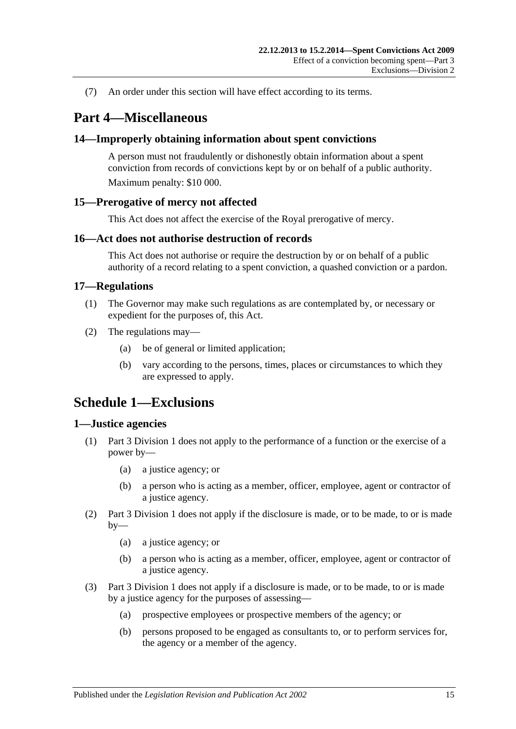(7) An order under this section will have effect according to its terms.

# Part 4—Miscellaneous

## 14—Improperly obtaining information about spent convictions

A person must not fraudulently or dishonestly obtain information about a spent conviction from records of convictions kept by or on behalf of a public authority.

Maximum penalty: $10 000.

## 15—Prerogative of mercy not affected

This Act does not affect the exercise of the Royal prerogative of mercy.

## 16—Act does not authorise destruction of records

This Act does not authorise or require the destruction by or on behalf of a public authority of a record relating to a spent conviction, a quashed conviction or a pardon.

## 17—Regulations

(1) The Governor may make such regulations as are contemplated by, or necessary or expedient for the purposes of, this Act.

(2) The regulations may—

(a) be of general or limited application;

(b) vary according to the persons, times, places or circumstances to which they are expressed to apply.

# Schedule 1—Exclusions

## 1—Justice agencies

(1) Part 3 Division 1 does not apply to the performance of a function or the exercise of a power by—

(a) a justice agency; or

(b) a person who is acting as a member, officer, employee, agent or contractor of a justice agency.

(2) Part 3 Division 1 does not apply if the disclosure is made, or to be made, to or is made by—

(a) a justice agency; or

(b) a person who is acting as a member, officer, employee, agent or contractor of a justice agency.

(3) Part 3 Division 1 does not apply if a disclosure is made, or to be made, to or is made by a justice agency for the purposes of assessing—

(a) prospective employees or prospective members of the agency; or

(b) persons proposed to be engaged as consultants to, or to perform services for, the agency or a member of the agency.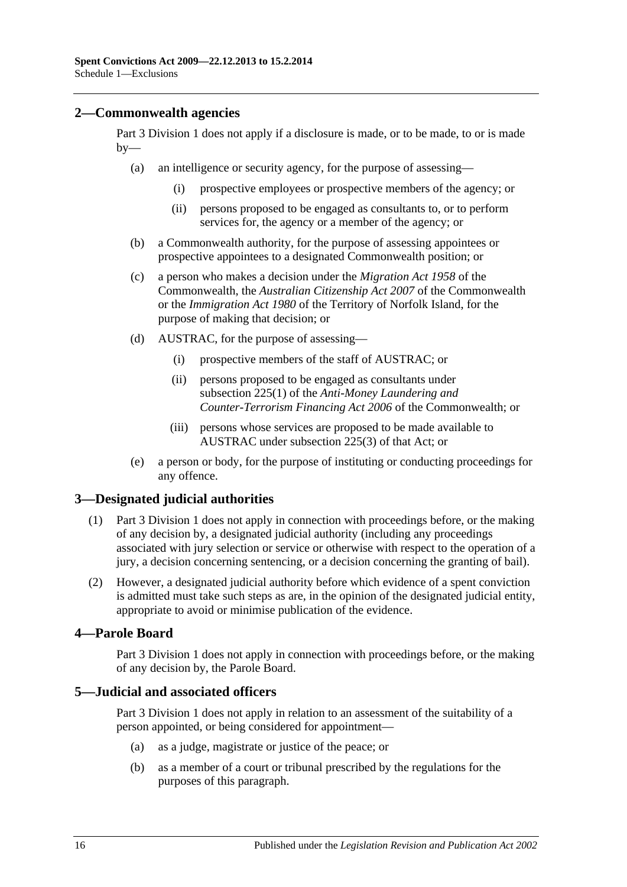## 2—Commonwealth agencies

Part 3 Division 1 does not apply if a disclosure is made, or to be made, to or is made by—

(a) an intelligence or security agency, for the purpose of assessing—

(i) prospective employees or prospective members of the agency; or

(ii) persons proposed to be engaged as consultants to, or to perform services for, the agency or a member of the agency; or

(b) a Commonwealth authority, for the purpose of assessing appointees or prospective appointees to a designated Commonwealth position; or

(c) a person who makes a decision under the *Migration Act 1958* of the Commonwealth, the *Australian Citizenship Act 2007* of the Commonwealth or the *Immigration Act 1980* of the Territory of Norfolk Island, for the purpose of making that decision; or

(d) AUSTRAC, for the purpose of assessing—

(i) prospective members of the staff of AUSTRAC; or

(ii) persons proposed to be engaged as consultants under subsection 225(1) of the *Anti-Money Laundering and Counter-Terrorism Financing Act 2006* of the Commonwealth; or

(iii) persons whose services are proposed to be made available to AUSTRAC under subsection 225(3) of that Act; or

(e) a person or body, for the purpose of instituting or conducting proceedings for any offence.

## 3—Designated judicial authorities

(1) Part 3 Division 1 does not apply in connection with proceedings before, or the making of any decision by, a designated judicial authority (including any proceedings associated with jury selection or service or otherwise with respect to the operation of a jury, a decision concerning sentencing, or a decision concerning the granting of bail).

(2) However, a designated judicial authority before which evidence of a spent conviction is admitted must take such steps as are, in the opinion of the designated judicial entity, appropriate to avoid or minimise publication of the evidence.

## 4—Parole Board

Part 3 Division 1 does not apply in connection with proceedings before, or the making of any decision by, the Parole Board.

## 5—Judicial and associated officers

Part 3 Division 1 does not apply in relation to an assessment of the suitability of a person appointed, or being considered for appointment—

(a) as a judge, magistrate or justice of the peace; or

(b) as a member of a court or tribunal prescribed by the regulations for the purposes of this paragraph.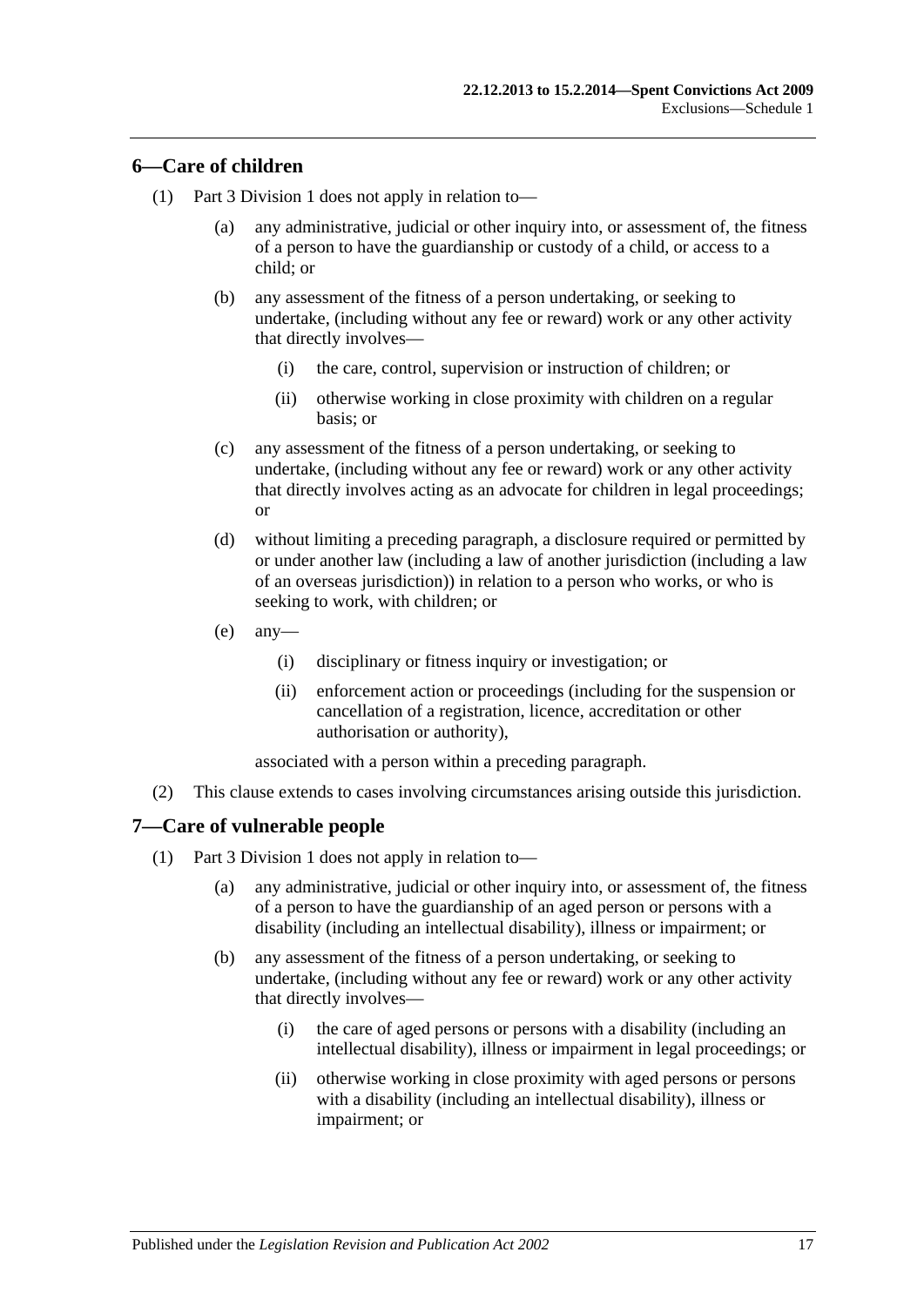## 6—Care of children

(1) Part 3 Division 1 does not apply in relation to—

(a) any administrative, judicial or other inquiry into, or assessment of, the fitness of a person to have the guardianship or custody of a child, or access to a child; or

(b) any assessment of the fitness of a person undertaking, or seeking to undertake, (including without any fee or reward) work or any other activity that directly involves—

(i) the care, control, supervision or instruction of children; or

(ii) otherwise working in close proximity with children on a regular basis; or

(c) any assessment of the fitness of a person undertaking, or seeking to undertake, (including without any fee or reward) work or any other activity that directly involves acting as an advocate for children in legal proceedings; or

(d) without limiting a preceding paragraph, a disclosure required or permitted by or under another law (including a law of another jurisdiction (including a law of an overseas jurisdiction)) in relation to a person who works, or who is seeking to work, with children; or

(e) any—

(i) disciplinary or fitness inquiry or investigation; or

(ii) enforcement action or proceedings (including for the suspension or cancellation of a registration, licence, accreditation or other authorisation or authority),

associated with a person within a preceding paragraph.

(2) This clause extends to cases involving circumstances arising outside this jurisdiction.

## 7—Care of vulnerable people

(1) Part 3 Division 1 does not apply in relation to—

(a) any administrative, judicial or other inquiry into, or assessment of, the fitness of a person to have the guardianship of an aged person or persons with a disability (including an intellectual disability), illness or impairment; or

(b) any assessment of the fitness of a person undertaking, or seeking to undertake, (including without any fee or reward) work or any other activity that directly involves—

(i) the care of aged persons or persons with a disability (including an intellectual disability), illness or impairment in legal proceedings; or

(ii) otherwise working in close proximity with aged persons or persons with a disability (including an intellectual disability), illness or impairment; or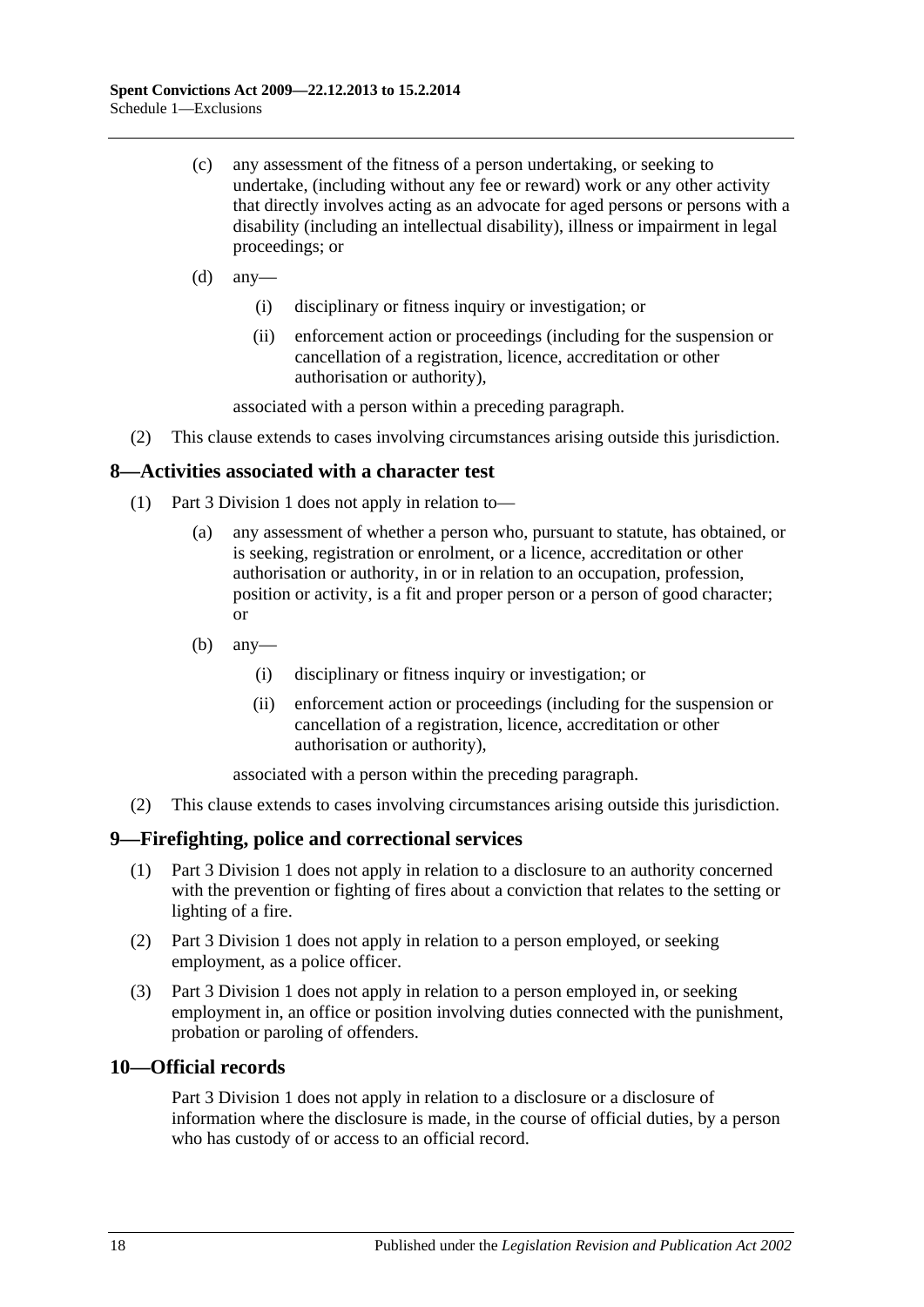(c) any assessment of the fitness of a person undertaking, or seeking to undertake, (including without any fee or reward) work or any other activity that directly involves acting as an advocate for aged persons or persons with a disability (including an intellectual disability), illness or impairment in legal proceedings; or

(d) any—

(i) disciplinary or fitness inquiry or investigation; or

(ii) enforcement action or proceedings (including for the suspension or cancellation of a registration, licence, accreditation or other authorisation or authority),

associated with a person within a preceding paragraph.

(2) This clause extends to cases involving circumstances arising outside this jurisdiction.

## 8—Activities associated with a character test

(1) Part 3 Division 1 does not apply in relation to—

(a) any assessment of whether a person who, pursuant to statute, has obtained, or is seeking, registration or enrolment, or a licence, accreditation or other authorisation or authority, in or in relation to an occupation, profession, position or activity, is a fit and proper person or a person of good character; or

(b) any—

(i) disciplinary or fitness inquiry or investigation; or

(ii) enforcement action or proceedings (including for the suspension or cancellation of a registration, licence, accreditation or other authorisation or authority),

associated with a person within the preceding paragraph.

(2) This clause extends to cases involving circumstances arising outside this jurisdiction.

## 9—Firefighting, police and correctional services

(1) Part 3 Division 1 does not apply in relation to a disclosure to an authority concerned with the prevention or fighting of fires about a conviction that relates to the setting or lighting of a fire.

(2) Part 3 Division 1 does not apply in relation to a person employed, or seeking employment, as a police officer.

(3) Part 3 Division 1 does not apply in relation to a person employed in, or seeking employment in, an office or position involving duties connected with the punishment, probation or paroling of offenders.

## 10—Official records

Part 3 Division 1 does not apply in relation to a disclosure or a disclosure of information where the disclosure is made, in the course of official duties, by a person who has custody of or access to an official record.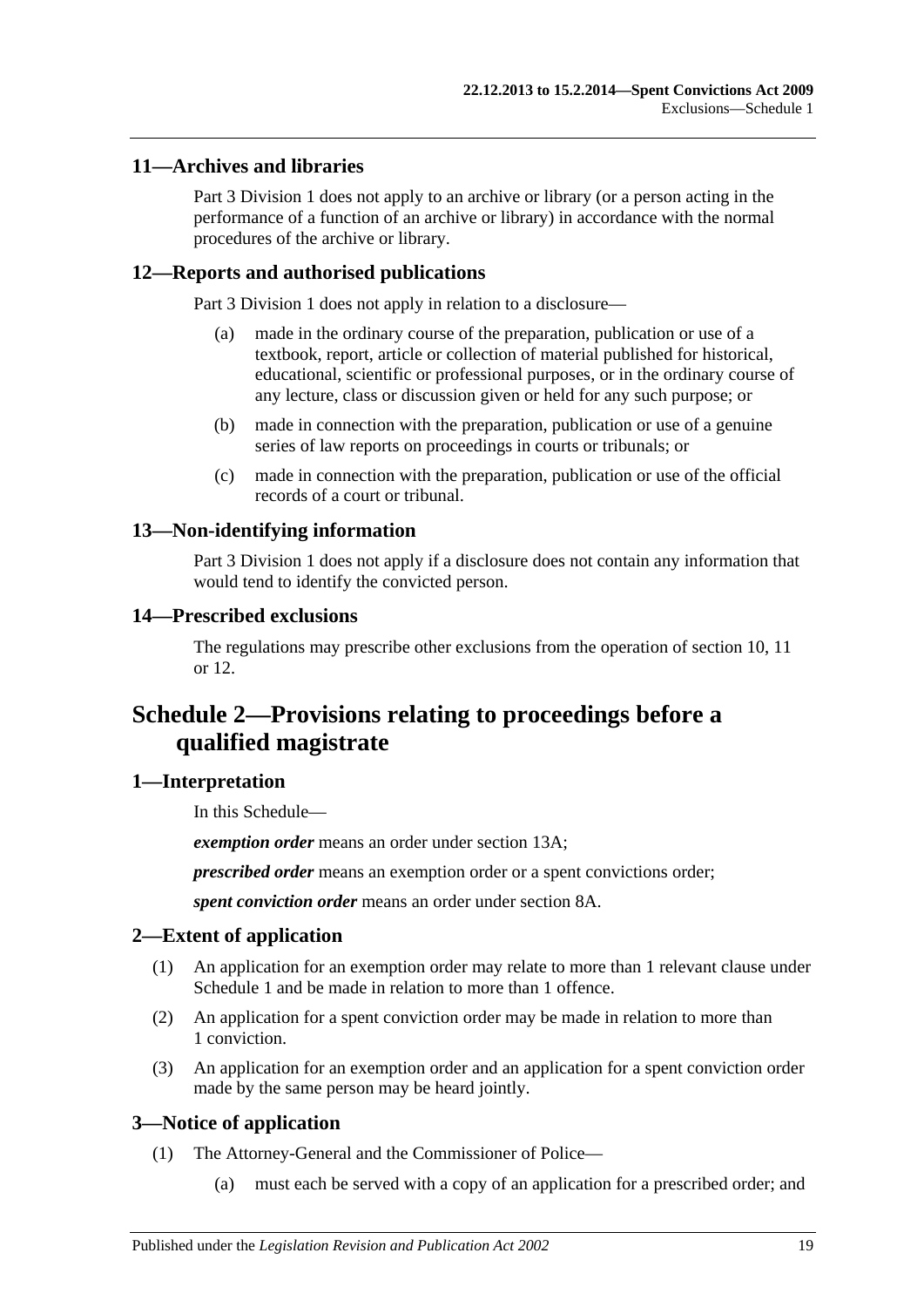## 11—Archives and libraries

Part 3 Division 1 does not apply to an archive or library (or a person acting in the performance of a function of an archive or library) in accordance with the normal procedures of the archive or library.

## 12—Reports and authorised publications

Part 3 Division 1 does not apply in relation to a disclosure—

- (a) made in the ordinary course of the preparation, publication or use of a textbook, report, article or collection of material published for historical, educational, scientific or professional purposes, or in the ordinary course of any lecture, class or discussion given or held for any such purpose; or
- (b) made in connection with the preparation, publication or use of a genuine series of law reports on proceedings in courts or tribunals; or
- (c) made in connection with the preparation, publication or use of the official records of a court or tribunal.

## 13—Non-identifying information

Part 3 Division 1 does not apply if a disclosure does not contain any information that would tend to identify the convicted person.

## 14—Prescribed exclusions

The regulations may prescribe other exclusions from the operation of section 10, 11 or 12.

# Schedule 2—Provisions relating to proceedings before a qualified magistrate

## 1—Interpretation

In this Schedule—

***exemption order*** means an order under section 13A;

***prescribed order*** means an exemption order or a spent convictions order;

***spent conviction order*** means an order under section 8A.

## 2—Extent of application

(1) An application for an exemption order may relate to more than 1 relevant clause under Schedule 1 and be made in relation to more than 1 offence.

(2) An application for a spent conviction order may be made in relation to more than 1 conviction.

(3) An application for an exemption order and an application for a spent conviction order made by the same person may be heard jointly.

## 3—Notice of application

(1) The Attorney-General and the Commissioner of Police—

- (a) must each be served with a copy of an application for a prescribed order; and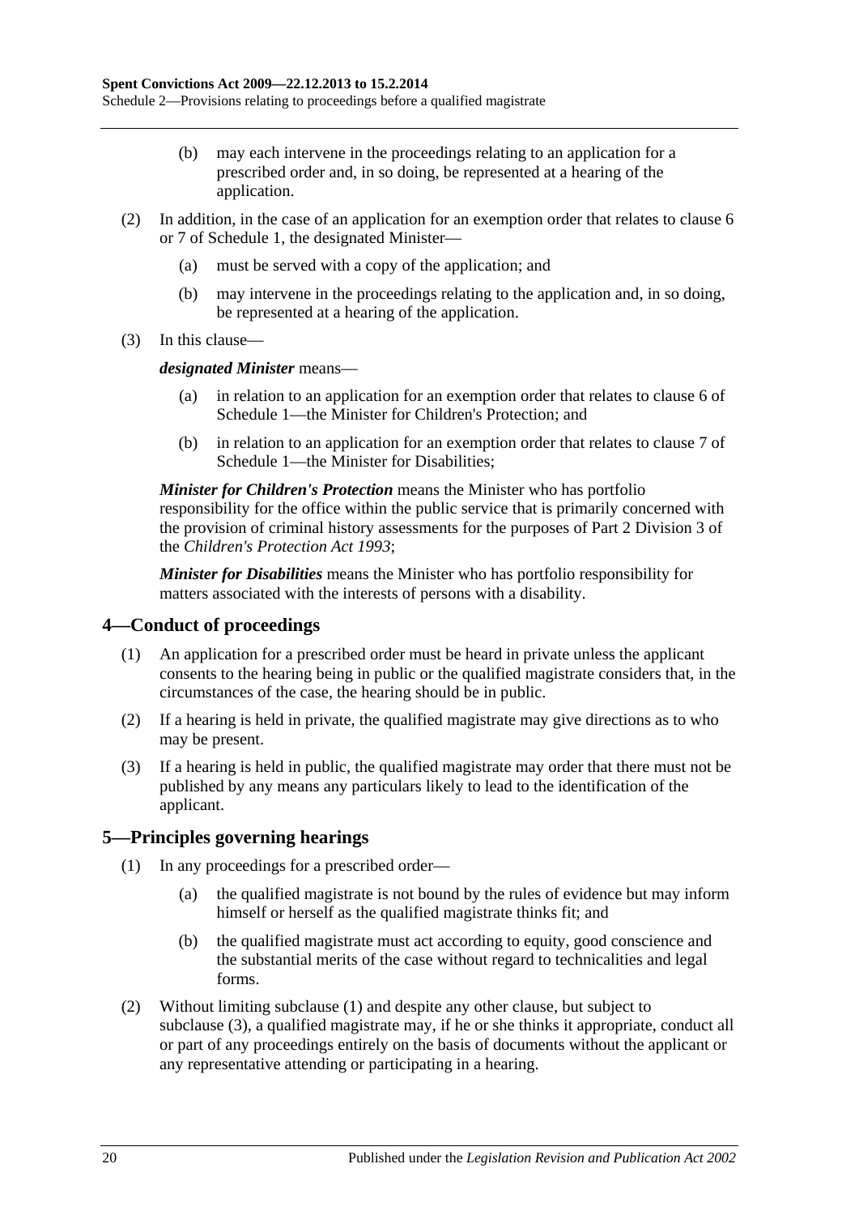(b) may each intervene in the proceedings relating to an application for a prescribed order and, in so doing, be represented at a hearing of the application.

(2) In addition, in the case of an application for an exemption order that relates to clause 6 or 7 of Schedule 1, the designated Minister—

(a) must be served with a copy of the application; and

(b) may intervene in the proceedings relating to the application and, in so doing, be represented at a hearing of the application.

(3) In this clause—

***designated Minister*** means—

(a) in relation to an application for an exemption order that relates to clause 6 of Schedule 1—the Minister for Children's Protection; and

(b) in relation to an application for an exemption order that relates to clause 7 of Schedule 1—the Minister for Disabilities;

***Minister for Children's Protection*** means the Minister who has portfolio responsibility for the office within the public service that is primarily concerned with the provision of criminal history assessments for the purposes of Part 2 Division 3 of the *Children's Protection Act 1993*;

***Minister for Disabilities*** means the Minister who has portfolio responsibility for matters associated with the interests of persons with a disability.

## 4—Conduct of proceedings

(1) An application for a prescribed order must be heard in private unless the applicant consents to the hearing being in public or the qualified magistrate considers that, in the circumstances of the case, the hearing should be in public.

(2) If a hearing is held in private, the qualified magistrate may give directions as to who may be present.

(3) If a hearing is held in public, the qualified magistrate may order that there must not be published by any means any particulars likely to lead to the identification of the applicant.

## 5—Principles governing hearings

(1) In any proceedings for a prescribed order—

(a) the qualified magistrate is not bound by the rules of evidence but may inform himself or herself as the qualified magistrate thinks fit; and

(b) the qualified magistrate must act according to equity, good conscience and the substantial merits of the case without regard to technicalities and legal forms.

(2) Without limiting subclause (1) and despite any other clause, but subject to subclause (3), a qualified magistrate may, if he or she thinks it appropriate, conduct all or part of any proceedings entirely on the basis of documents without the applicant or any representative attending or participating in a hearing.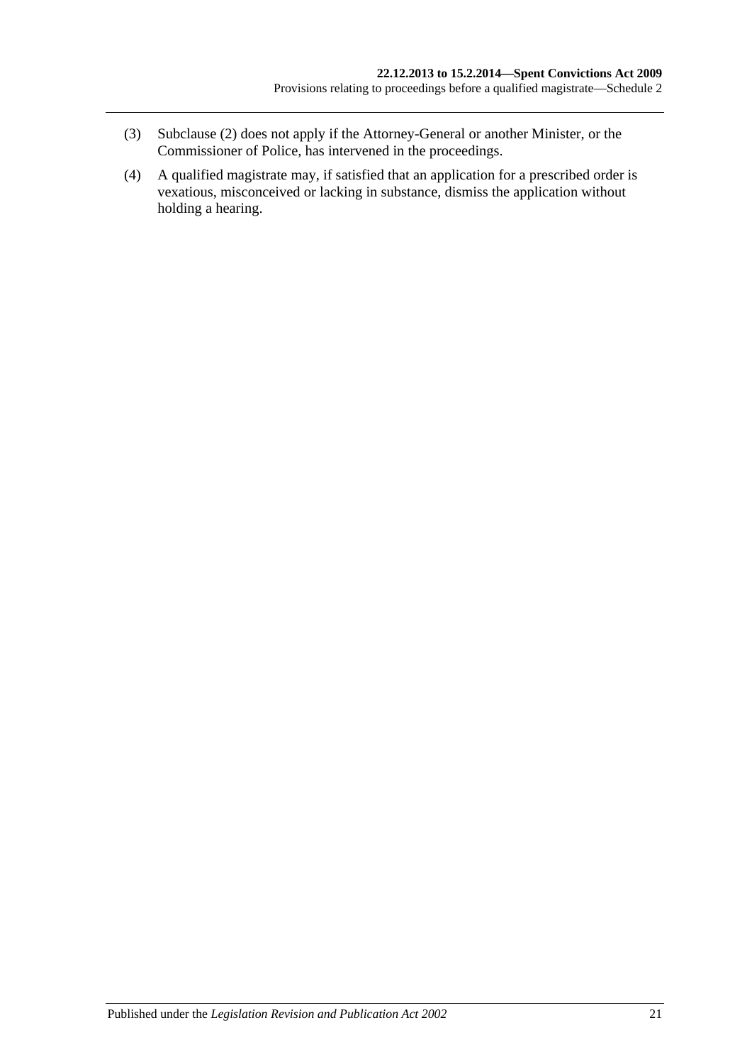(3) Subclause (2) does not apply if the Attorney-General or another Minister, or the Commissioner of Police, has intervened in the proceedings.

(4) A qualified magistrate may, if satisfied that an application for a prescribed order is vexatious, misconceived or lacking in substance, dismiss the application without holding a hearing.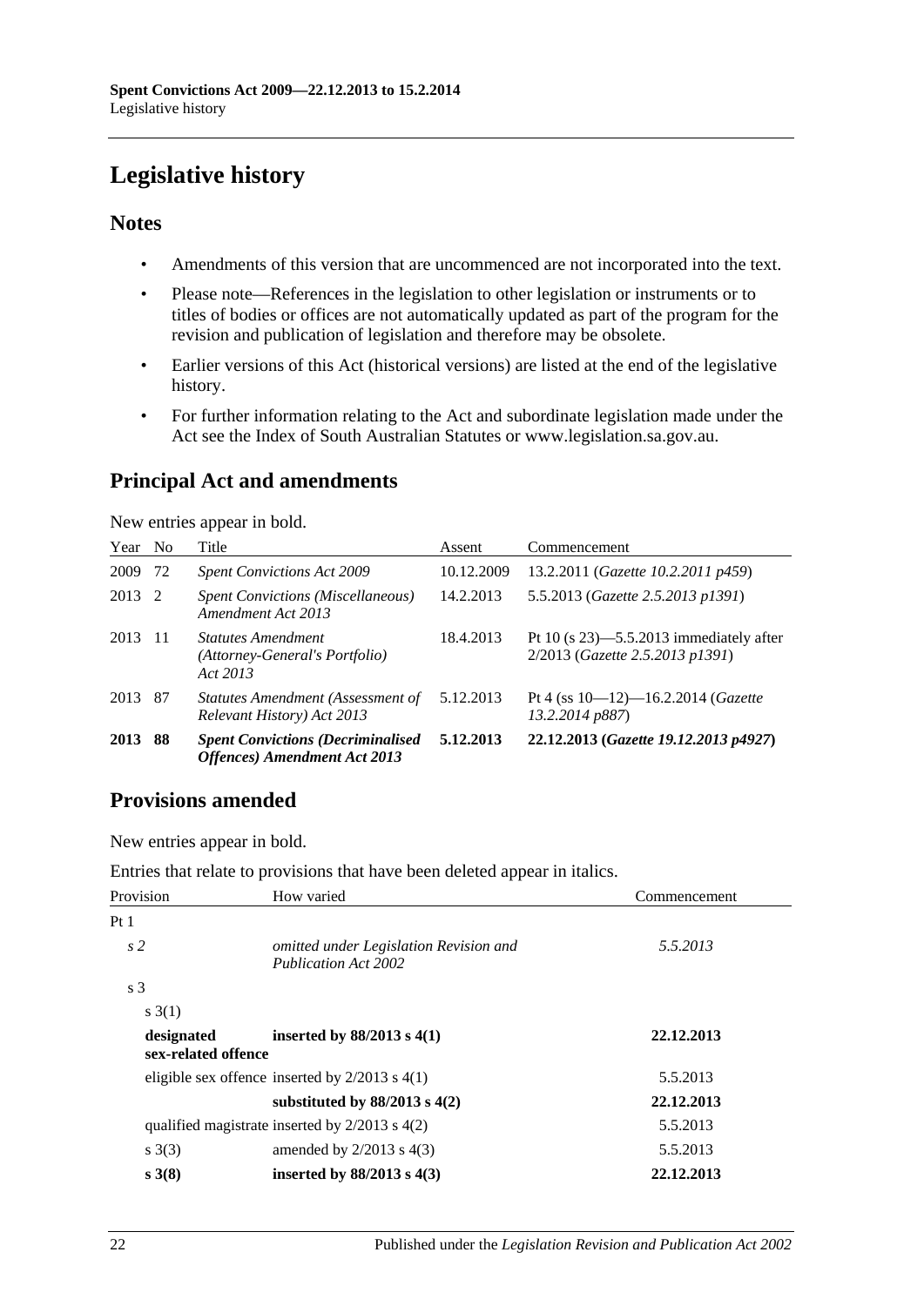# Legislative history

## Notes

- Amendments of this version that are uncommenced are not incorporated into the text.
- Please note—References in the legislation to other legislation or instruments or to titles of bodies or offices are not automatically updated as part of the program for the revision and publication of legislation and therefore may be obsolete.
- Earlier versions of this Act (historical versions) are listed at the end of the legislative history.
- For further information relating to the Act and subordinate legislation made under the Act see the Index of South Australian Statutes or www.legislation.sa.gov.au.

## Principal Act and amendments

New entries appear in bold.

| Year | No | Title | Assent | Commencement |
|---|---|---|---|---|
| 2009 | 72 | *Spent Convictions Act 2009* | 10.12.2009 | 13.2.2011 (*Gazette 10.2.2011 p459*) |
| 2013 | 2 | *Spent Convictions (Miscellaneous) Amendment Act 2013* | 14.2.2013 | 5.5.2013 (*Gazette 2.5.2013 p1391*) |
| 2013 | 11 | *Statutes Amendment (Attorney-General's Portfolio) Act 2013* | 18.4.2013 | Pt 10 (s 23)—5.5.2013 immediately after 2/2013 (*Gazette 2.5.2013 p1391*) |
| 2013 | 87 | *Statutes Amendment (Assessment of Relevant History) Act 2013* | 5.12.2013 | Pt 4 (ss 10—12)—16.2.2014 (*Gazette 13.2.2014 p887*) |
| **2013** | **88** | ***Spent Convictions (Decriminalised Offences) Amendment Act 2013*** | **5.12.2013** | **22.12.2013 (*Gazette 19.12.2013 p4927*)** |

## Provisions amended

New entries appear in bold.

Entries that relate to provisions that have been deleted appear in italics.

| Provision | How varied | Commencement |
|---|---|---|
| Pt 1 | | |
| *s 2* | *omitted under Legislation Revision and Publication Act 2002* | *5.5.2013* |
| s 3 | | |
| s 3(1) | | |
| **designated sex-related offence** | **inserted by 88/2013 s 4(1)** | **22.12.2013** |
| eligible sex offence | inserted by 2/2013 s 4(1) | 5.5.2013 |
| | **substituted by 88/2013 s 4(2)** | **22.12.2013** |
| qualified magistrate | inserted by 2/2013 s 4(2) | 5.5.2013 |
| s 3(3) | amended by 2/2013 s 4(3) | 5.5.2013 |
| **s 3(8)** | **inserted by 88/2013 s 4(3)** | **22.12.2013** |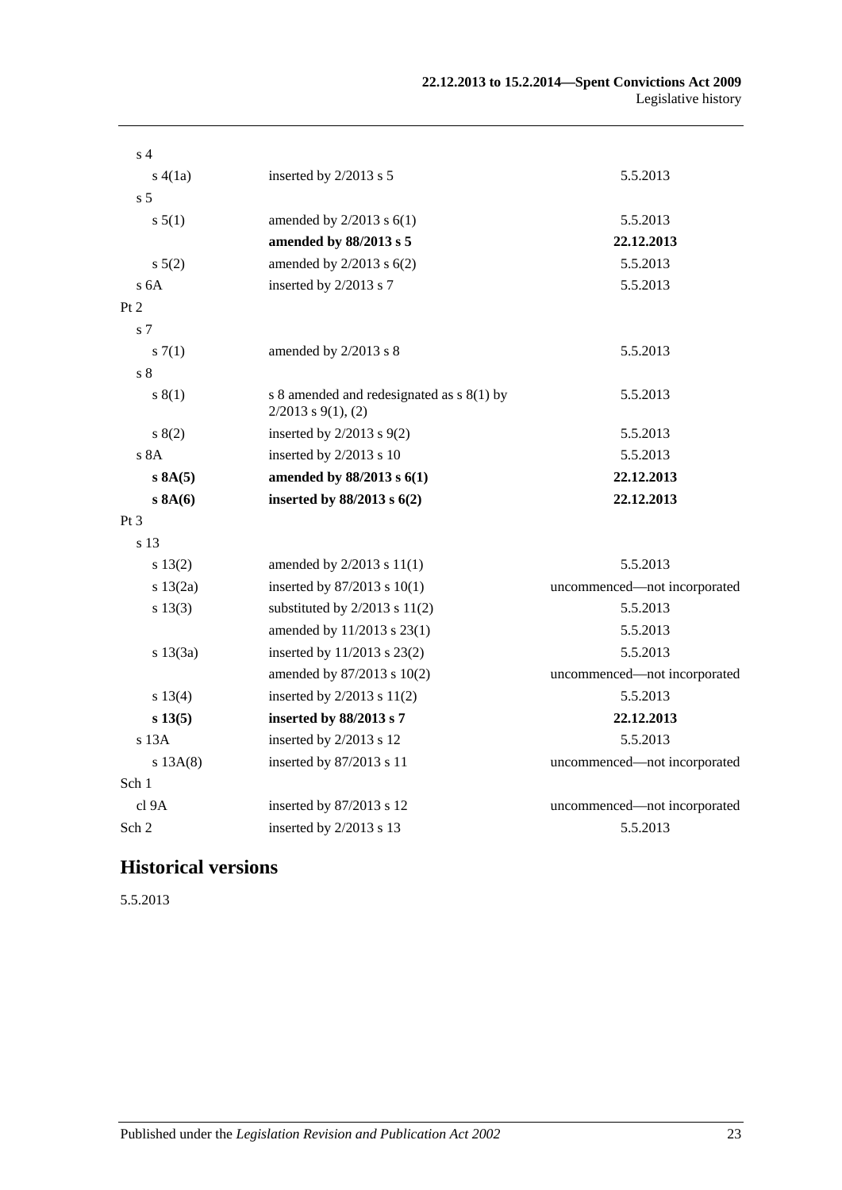| | | |
|---|---|---|
| s 4 | | |
| s 4(1a) | inserted by 2/2013 s 5 | 5.5.2013 |
| s 5 | | |
| s 5(1) | amended by 2/2013 s 6(1) | 5.5.2013 |
| | **amended by 88/2013 s 5** | **22.12.2013** |
| s 5(2) | amended by 2/2013 s 6(2) | 5.5.2013 |
| s 6A | inserted by 2/2013 s 7 | 5.5.2013 |
| Pt 2 | | |
| s 7 | | |
| s 7(1) | amended by 2/2013 s 8 | 5.5.2013 |
| s 8 | | |
| s 8(1) | s 8 amended and redesignated as s 8(1) by 2/2013 s 9(1), (2) | 5.5.2013 |
| s 8(2) | inserted by 2/2013 s 9(2) | 5.5.2013 |
| s 8A | inserted by 2/2013 s 10 | 5.5.2013 |
| **s 8A(5)** | **amended by 88/2013 s 6(1)** | **22.12.2013** |
| **s 8A(6)** | **inserted by 88/2013 s 6(2)** | **22.12.2013** |
| Pt 3 | | |
| s 13 | | |
| s 13(2) | amended by 2/2013 s 11(1) | 5.5.2013 |
| s 13(2a) | inserted by 87/2013 s 10(1) | uncommenced—not incorporated |
| s 13(3) | substituted by 2/2013 s 11(2) | 5.5.2013 |
| | amended by 11/2013 s 23(1) | 5.5.2013 |
| s 13(3a) | inserted by 11/2013 s 23(2) | 5.5.2013 |
| | amended by 87/2013 s 10(2) | uncommenced—not incorporated |
| s 13(4) | inserted by 2/2013 s 11(2) | 5.5.2013 |
| **s 13(5)** | **inserted by 88/2013 s 7** | **22.12.2013** |
| s 13A | inserted by 2/2013 s 12 | 5.5.2013 |
| s 13A(8) | inserted by 87/2013 s 11 | uncommenced—not incorporated |
| Sch 1 | | |
| cl 9A | inserted by 87/2013 s 12 | uncommenced—not incorporated |
| Sch 2 | inserted by 2/2013 s 13 | 5.5.2013 |

## Historical versions

5.5.2013